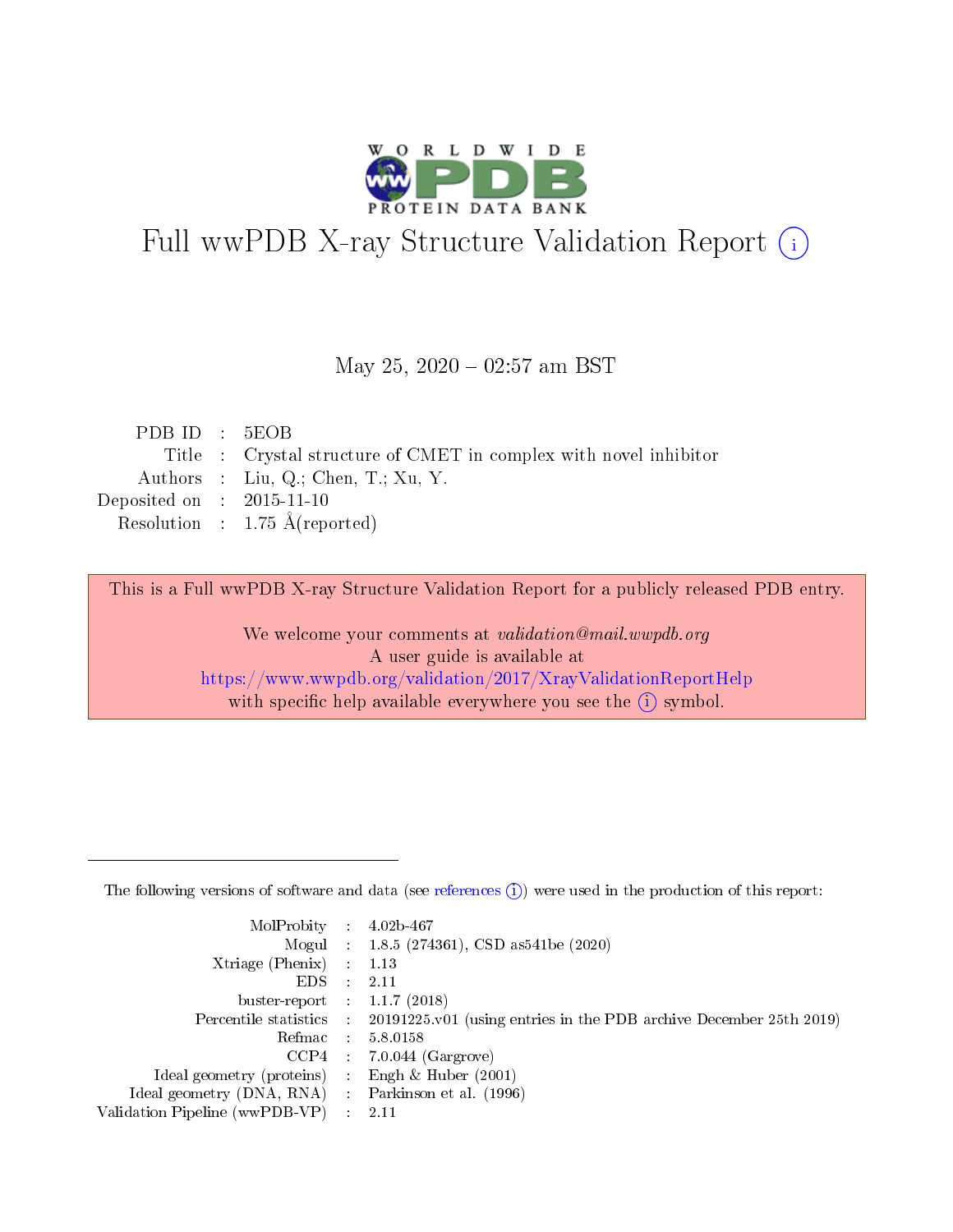# Full wwPDB X-ray Structure Validation Report (i)

May 25, 2020 – 02:57 am BST

| | | |
|---|---|---|
| PDB ID | : | 5EOB |
| Title | : | Crystal structure of CMET in complex with novel inhibitor |
| Authors | : | Liu, Q.; Chen, T.; Xu, Y. |
| Deposited on | : | 2015-11-10 |
| Resolution | : | 1.75 Å(reported) |

This is a Full wwPDB X-ray Structure Validation Report for a publicly released PDB entry.

We welcome your comments at *validation@mail.wwpdb.org*
A user guide is available at
https://www.wwpdb.org/validation/2017/XrayValidationReportHelp
with specific help available everywhere you see the (i) symbol.

---

The following versions of software and data (see references (i)) were used in the production of this report:

| | | |
|---|---|---|
| MolProbity | : | 4.02b-467 |
| Mogul | : | 1.8.5 (274361), CSD as541be (2020) |
| Xtriage (Phenix) | : | 1.13 |
| EDS | : | 2.11 |
| buster-report | : | 1.1.7 (2018) |
| Percentile statistics | : | 20191225.v01 (using entries in the PDB archive December 25th 2019) |
| Refmac | : | 5.8.0158 |
| CCP4 | : | 7.0.044 (Gargrove) |
| Ideal geometry (proteins) | : | Engh & Huber (2001) |
| Ideal geometry (DNA, RNA) | : | Parkinson et al. (1996) |
| Validation Pipeline (wwPDB-VP) | : | 2.11 |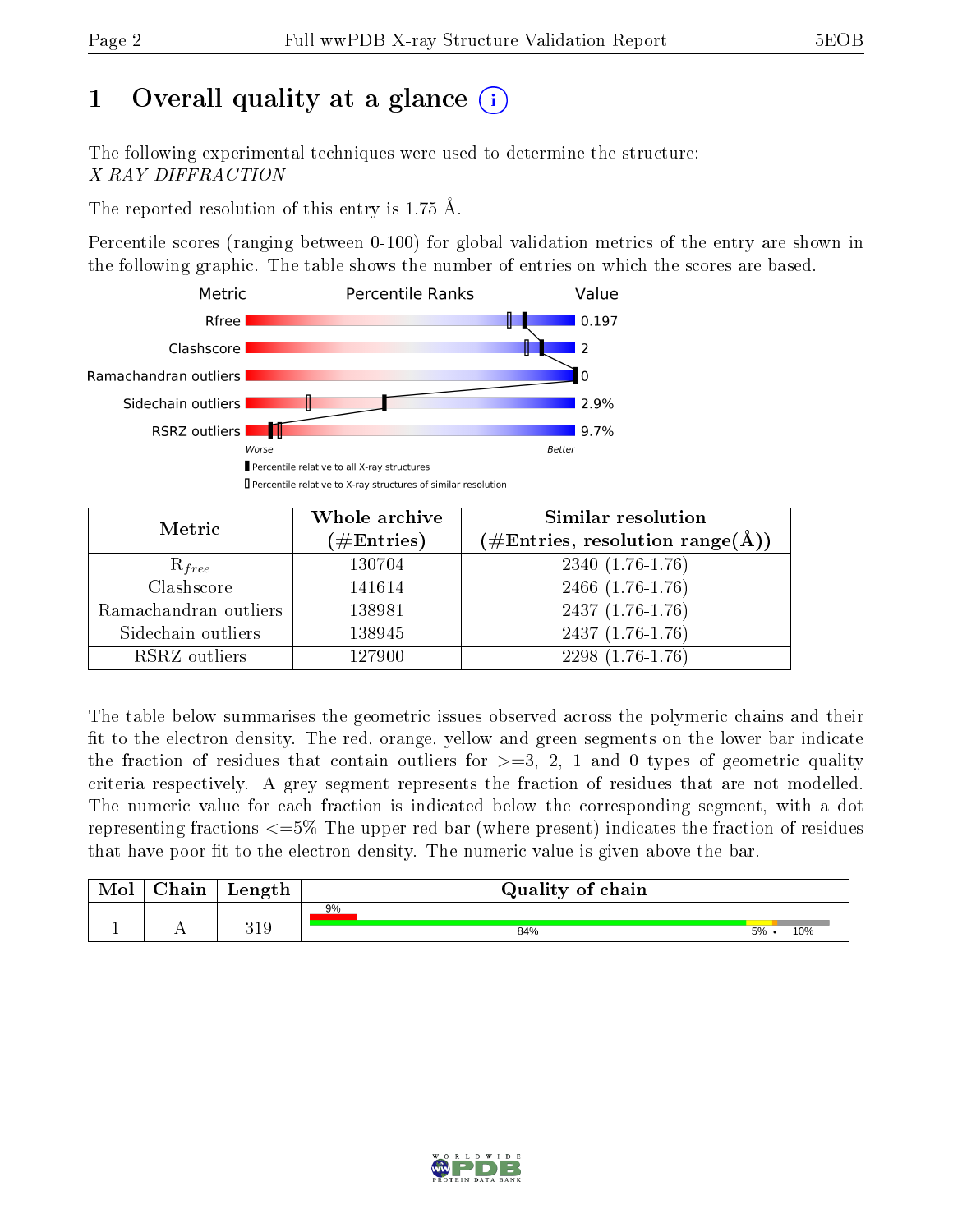# 1 Overall quality at a glance (i)

The following experimental techniques were used to determine the structure:
*X-RAY DIFFRACTION*

The reported resolution of this entry is 1.75 Å.

Percentile scores (ranging between 0-100) for global validation metrics of the entry are shown in the following graphic. The table shows the number of entries on which the scores are based.

| Metric | Value |
|---|---|
| Rfree | 0.197 |
| Clashscore | 2 |
| Ramachandran outliers | 0 |
| Sidechain outliers | 2.9% |
| RSRZ outliers | 9.7% |

Worse — Better

▮ Percentile relative to all X-ray structures

▯ Percentile relative to X-ray structures of similar resolution

| Metric | Whole archive (#Entries) | Similar resolution (#Entries, resolution range(Å)) |
|---|---|---|
| $R_{free}$ | 130704 | 2340 (1.76-1.76) |
| Clashscore | 141614 | 2466 (1.76-1.76) |
| Ramachandran outliers | 138981 | 2437 (1.76-1.76) |
| Sidechain outliers | 138945 | 2437 (1.76-1.76) |
| RSRZ outliers | 127900 | 2298 (1.76-1.76) |

The table below summarises the geometric issues observed across the polymeric chains and their fit to the electron density. The red, orange, yellow and green segments on the lower bar indicate the fraction of residues that contain outliers for >=3, 2, 1 and 0 types of geometric quality criteria respectively. A grey segment represents the fraction of residues that are not modelled. The numeric value for each fraction is indicated below the corresponding segment, with a dot representing fractions <=5% The upper red bar (where present) indicates the fraction of residues that have poor fit to the electron density. The numeric value is given above the bar.

| Mol | Chain | Length | Quality of chain |
|---|---|---|---|
| 1 | A | 319 | 9% (poor fit); 84% / 5% / • / 10% |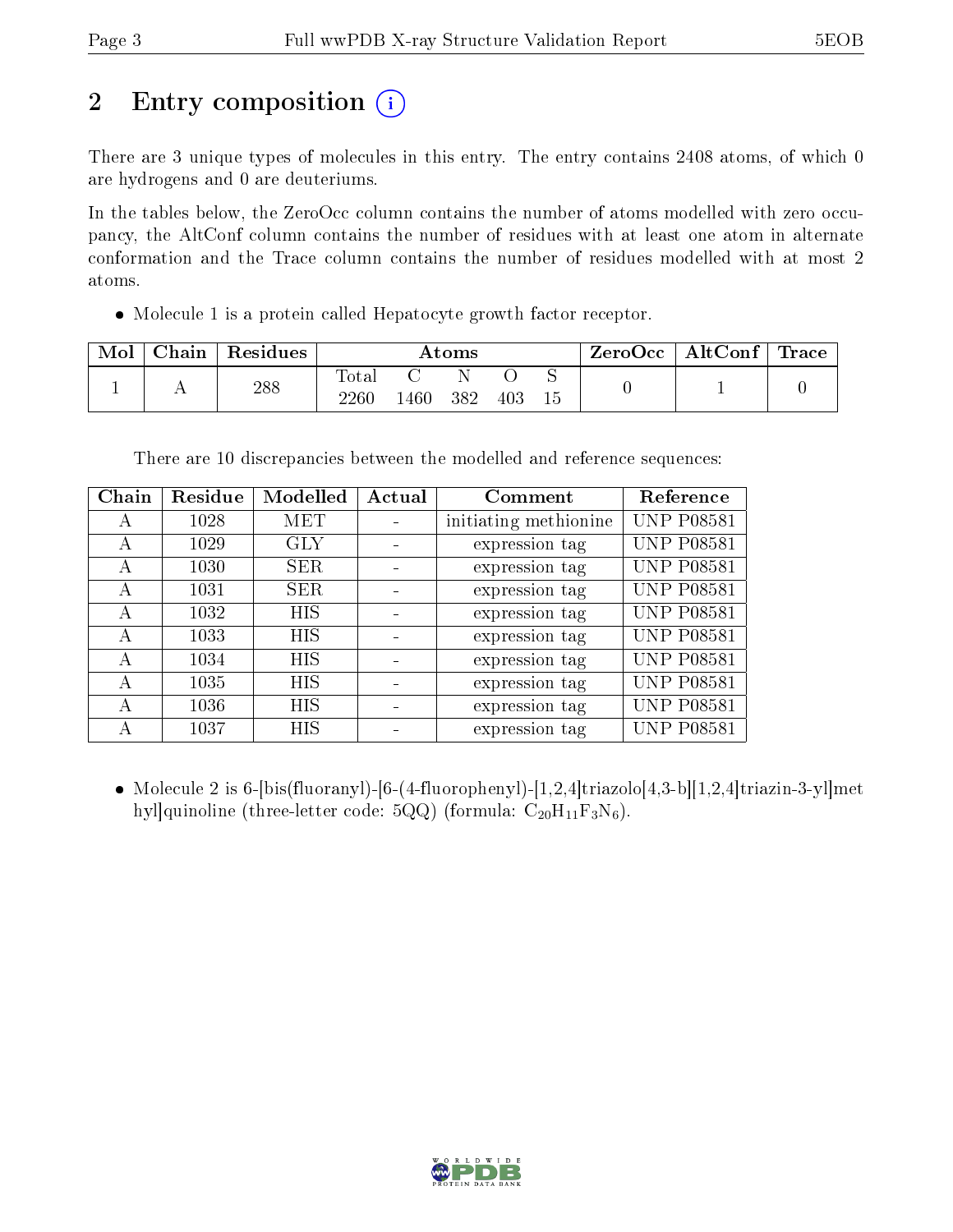# 2 Entry composition (i)

There are 3 unique types of molecules in this entry. The entry contains 2408 atoms, of which 0 are hydrogens and 0 are deuteriums.

In the tables below, the ZeroOcc column contains the number of atoms modelled with zero occupancy, the AltConf column contains the number of residues with at least one atom in alternate conformation and the Trace column contains the number of residues modelled with at most 2 atoms.

- Molecule 1 is a protein called Hepatocyte growth factor receptor.

| Mol | Chain | Residues | Atoms | | | | | ZeroOcc | AltConf | Trace |
|---|---|---|---|---|---|---|---|---|---|---|
| | | | Total | C | N | O | S | | | |
| 1 | A | 288 | 2260 | 1460 | 382 | 403 | 15 | 0 | 1 | 0 |

There are 10 discrepancies between the modelled and reference sequences:

| Chain | Residue | Modelled | Actual | Comment | Reference |
|---|---|---|---|---|---|
| A | 1028 | MET | - | initiating methionine | UNP P08581 |
| A | 1029 | GLY | - | expression tag | UNP P08581 |
| A | 1030 | SER | - | expression tag | UNP P08581 |
| A | 1031 | SER | - | expression tag | UNP P08581 |
| A | 1032 | HIS | - | expression tag | UNP P08581 |
| A | 1033 | HIS | - | expression tag | UNP P08581 |
| A | 1034 | HIS | - | expression tag | UNP P08581 |
| A | 1035 | HIS | - | expression tag | UNP P08581 |
| A | 1036 | HIS | - | expression tag | UNP P08581 |
| A | 1037 | HIS | - | expression tag | UNP P08581 |

- Molecule 2 is 6-[bis(fluoranyl)-[6-(4-fluorophenyl)-[1,2,4]triazolo[4,3-b][1,2,4]triazin-3-yl]methyl]quinoline (three-letter code: 5QQ) (formula: $C_{20}H_{11}F_{3}N_{6}$).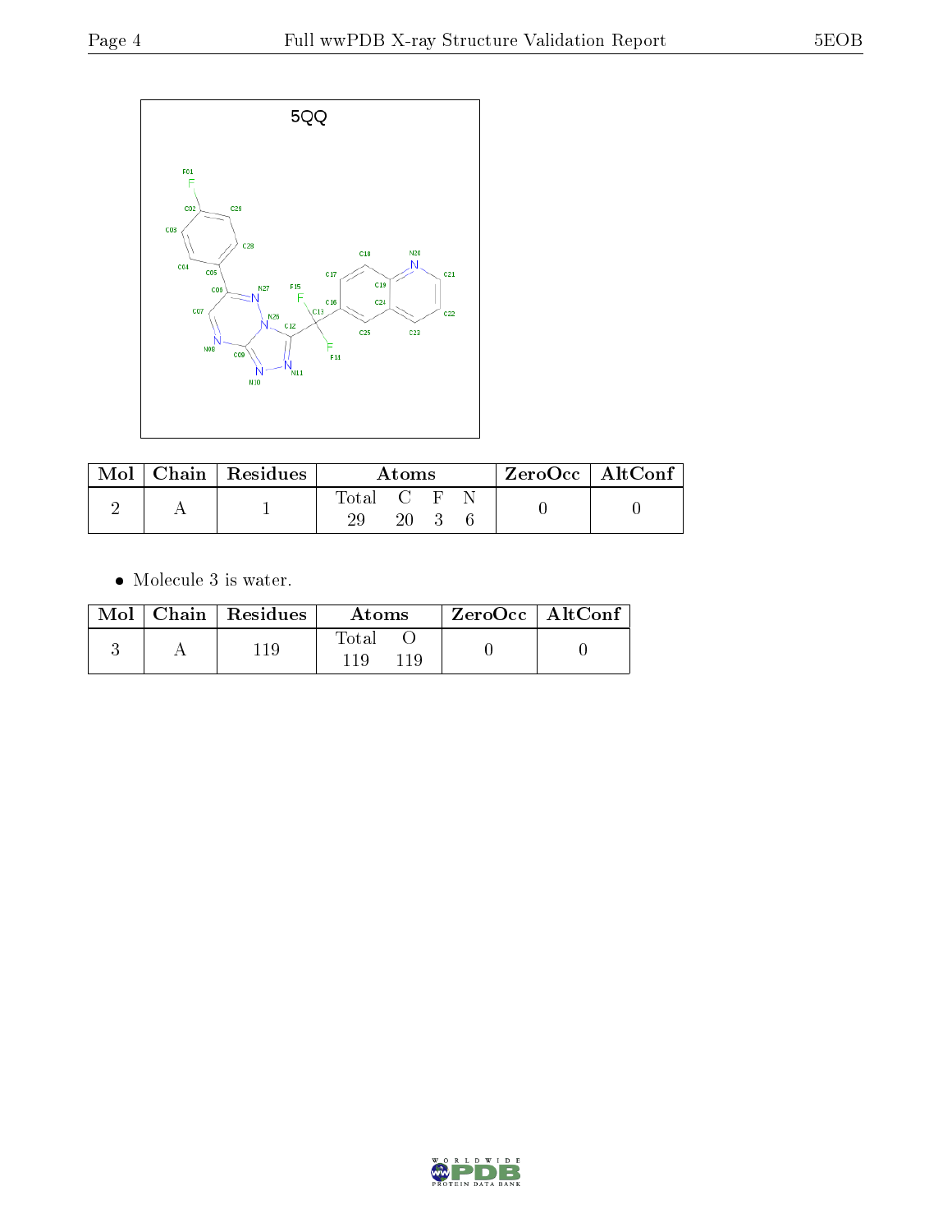5QQ

| Mol | Chain | Residues | Atoms | | | | ZeroOcc | AltConf |
|---|---|---|---|---|---|---|---|---|
| | | | Total | C | F | N | | |
| 2 | A | 1 | 29 | 20 | 3 | 6 | 0 | 0 |

- Molecule 3 is water.

| Mol | Chain | Residues | Atoms | | ZeroOcc | AltConf |
|---|---|---|---|---|---|---|
| | | | Total | O | | |
| 3 | A | 119 | 119 | 119 | 0 | 0 |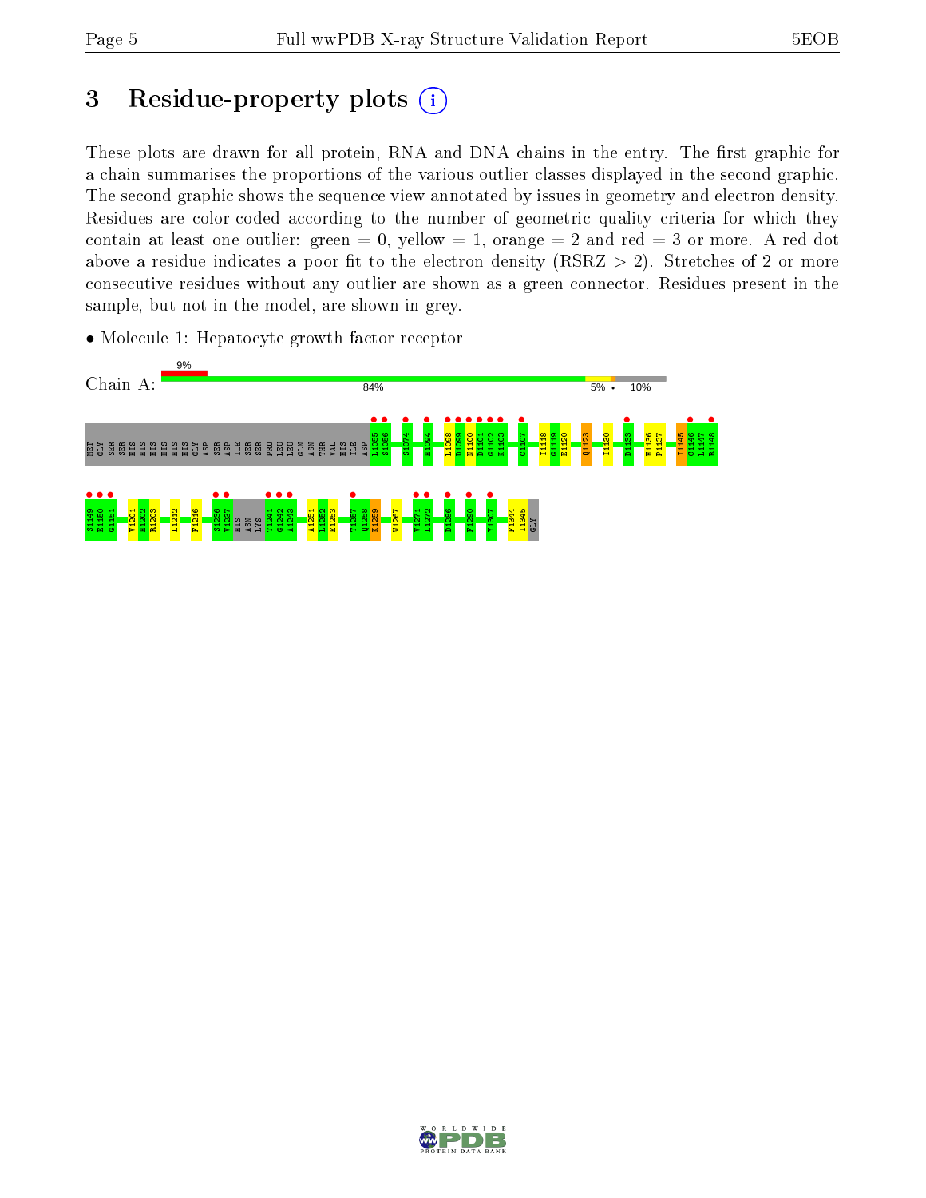# 3 Residue-property plots

These plots are drawn for all protein, RNA and DNA chains in the entry. The first graphic for a chain summarises the proportions of the various outlier classes displayed in the second graphic. The second graphic shows the sequence view annotated by issues in geometry and electron density. Residues are color-coded according to the number of geometric quality criteria for which they contain at least one outlier: green = 0, yellow = 1, orange = 2 and red = 3 or more. A red dot above a residue indicates a poor fit to the electron density (RSRZ > 2). Stretches of 2 or more consecutive residues without any outlier are shown as a green connector. Residues present in the sample, but not in the model, are shown in grey.

- Molecule 1: Hepatocyte growth factor receptor

Chain A: 9% | 84% | 5% • | 10%

MET GLY SER SER HIS HIS HIS HIS HIS HIS GLY ASP SER ASP ILE SER SER PRO LEU LEU GLN ASN THR VAL HIS ILE ASP L1055 S1056 S1074 H1094 L1098 D1099 W1100 D1101 G1102 K1103 C1107 I1118 G1119 E1120 Q1123 I1130 D1133 H1136 P1137 I1145 C1146 L1147 R1148 S1149 E1150 G1151 V1201 H1202 R1203 L1212 F1216 S1236 V1237 HIS ASN LYS T1241 G1242 A1243 A1251 L1252 E1253 T1257 Q1258 K1259 W1267 V1271 L1272 D1286 F1290 Y1307 F1344 I1345 GLY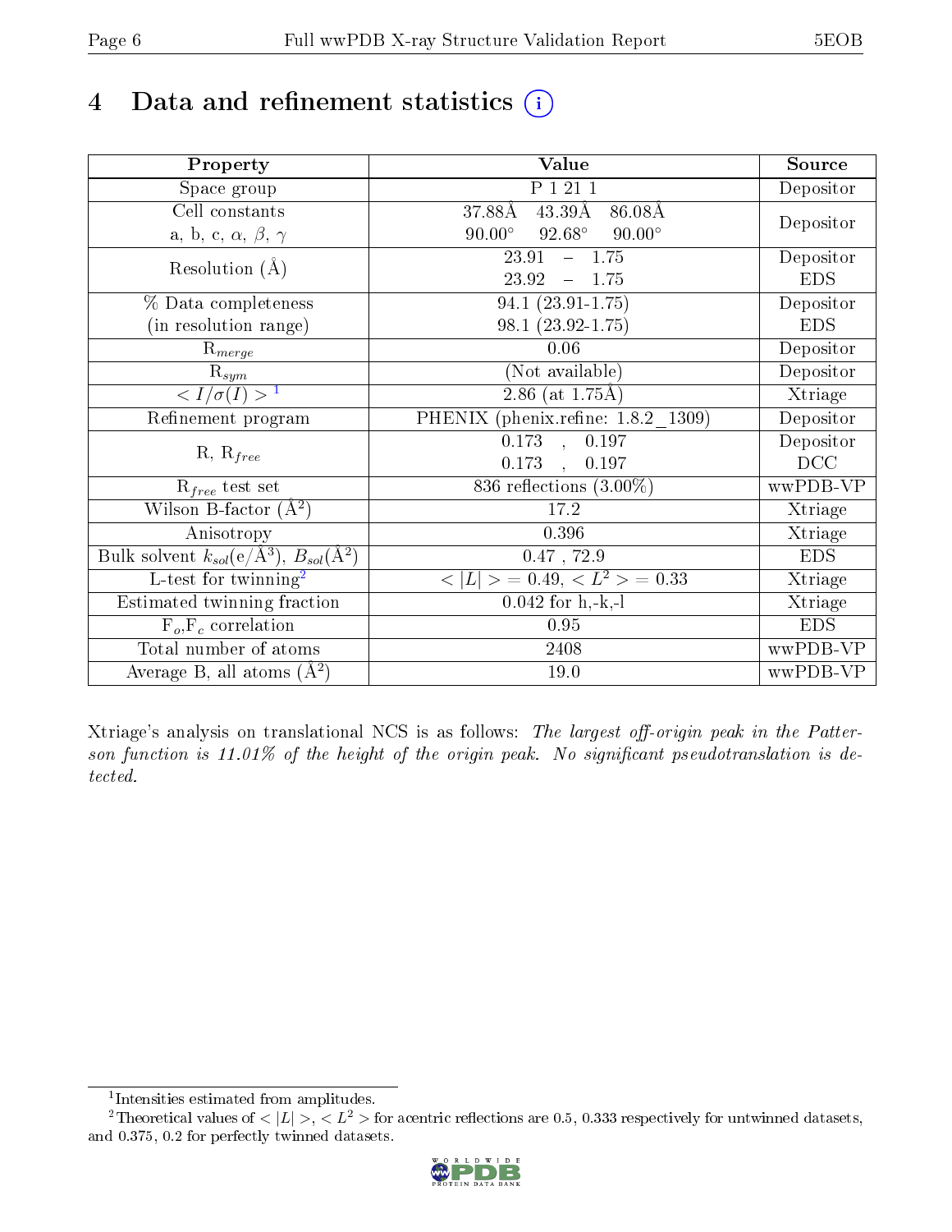# 4 Data and refinement statistics (i)

| Property | Value | Source |
|---|---|---|
| Space group | P 1 21 1 | Depositor |
| Cell constants<br>a, b, c, $\alpha$, $\beta$, $\gamma$ | 37.88Å 43.39Å 86.08Å<br>90.00° 92.68° 90.00° | Depositor |
| Resolution (Å) | 23.91 – 1.75<br>23.92 – 1.75 | Depositor<br>EDS |
| % Data completeness<br>(in resolution range) | 94.1 (23.91-1.75)<br>98.1 (23.92-1.75) | Depositor<br>EDS |
| $R_{merge}$ | 0.06 | Depositor |
| $R_{sym}$ | (Not available) | Depositor |
| $< I/\sigma(I) >$ [1] | 2.86 (at 1.75Å) | Xtriage |
| Refinement program | PHENIX (phenix.refine: 1.8.2_1309) | Depositor |
| R, $R_{free}$ | 0.173 , 0.197<br>0.173 , 0.197 | Depositor<br>DCC |
| $R_{free}$ test set | 836 reflections (3.00%) | wwPDB-VP |
| Wilson B-factor (Å$^2$) | 17.2 | Xtriage |
| Anisotropy | 0.396 | Xtriage |
| Bulk solvent $k_{sol}$(e/Å$^3$), $B_{sol}$(Å$^2$) | 0.47 , 72.9 | EDS |
| L-test for twinning[2] | $< \|L\| >$ = 0.49, $< L^2 >$ = 0.33 | Xtriage |
| Estimated twinning fraction | 0.042 for h,-k,-l | Xtriage |
| $F_o$,$F_c$ correlation | 0.95 | EDS |
| Total number of atoms | 2408 | wwPDB-VP |
| Average B, all atoms (Å$^2$) | 19.0 | wwPDB-VP |

Xtriage's analysis on translational NCS is as follows: *The largest off-origin peak in the Patterson function is 11.01% of the height of the origin peak. No significant pseudotranslation is detected.*

[1] Intensities estimated from amplitudes.

[2] Theoretical values of $< |L| >$, $< L^2 >$ for acentric reflections are 0.5, 0.333 respectively for untwinned datasets, and 0.375, 0.2 for perfectly twinned datasets.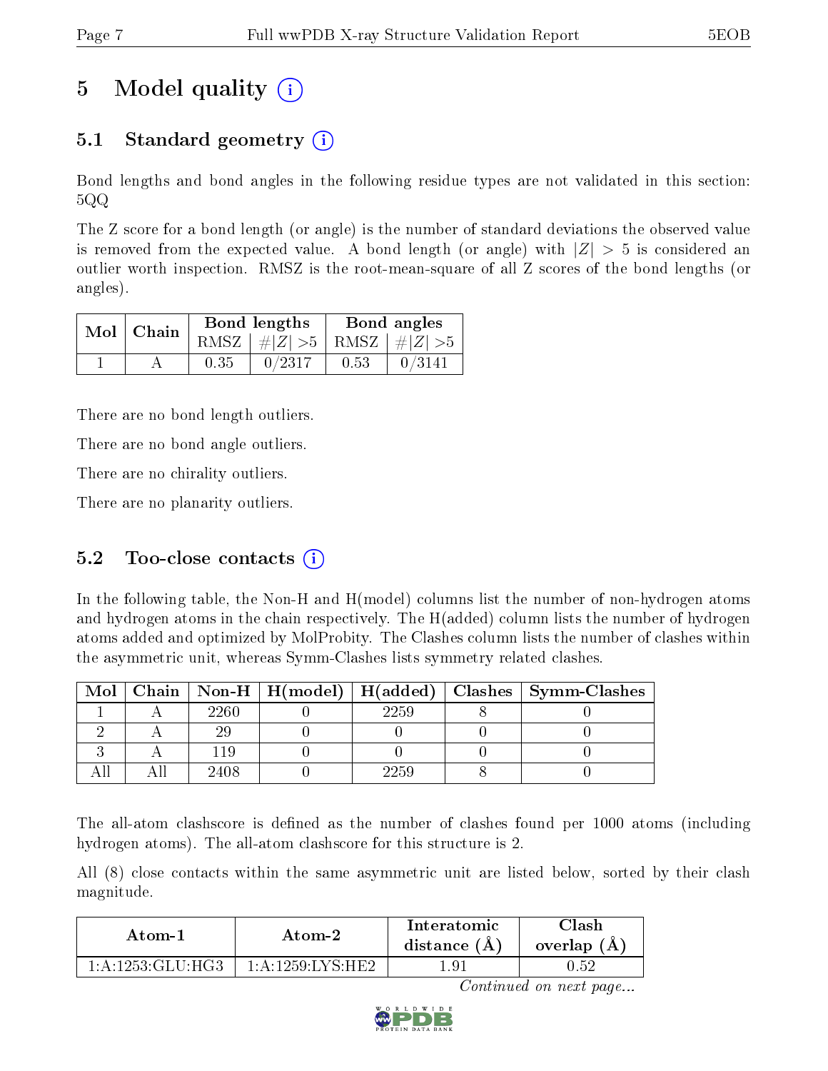# 5 Model quality (i)

## 5.1 Standard geometry (i)

Bond lengths and bond angles in the following residue types are not validated in this section: 5QQ

The Z score for a bond length (or angle) is the number of standard deviations the observed value is removed from the expected value. A bond length (or angle) with $|Z| > 5$ is considered an outlier worth inspection. RMSZ is the root-mean-square of all Z scores of the bond lengths (or angles).

| Mol | Chain | Bond lengths | | Bond angles | |
|---|---|---|---|---|---|
| | | RMSZ | $\#\|Z\| > 5$ | RMSZ | $\#\|Z\| > 5$ |
| 1 | A | 0.35 | 0/2317 | 0.53 | 0/3141 |

There are no bond length outliers.

There are no bond angle outliers.

There are no chirality outliers.

There are no planarity outliers.

## 5.2 Too-close contacts (i)

In the following table, the Non-H and H(model) columns list the number of non-hydrogen atoms and hydrogen atoms in the chain respectively. The H(added) column lists the number of hydrogen atoms added and optimized by MolProbity. The Clashes column lists the number of clashes within the asymmetric unit, whereas Symm-Clashes lists symmetry related clashes.

| Mol | Chain | Non-H | H(model) | H(added) | Clashes | Symm-Clashes |
|---|---|---|---|---|---|---|
| 1 | A | 2260 | 0 | 2259 | 8 | 0 |
| 2 | A | 29 | 0 | 0 | 0 | 0 |
| 3 | A | 119 | 0 | 0 | 0 | 0 |
| All | All | 2408 | 0 | 2259 | 8 | 0 |

The all-atom clashscore is defined as the number of clashes found per 1000 atoms (including hydrogen atoms). The all-atom clashscore for this structure is 2.

All (8) close contacts within the same asymmetric unit are listed below, sorted by their clash magnitude.

| Atom-1 | Atom-2 | Interatomic distance (Å) | Clash overlap (Å) |
|---|---|---|---|
| 1:A:1253:GLU:HG3 | 1:A:1259:LYS:HE2 | 1.91 | 0.52 |

*Continued on next page...*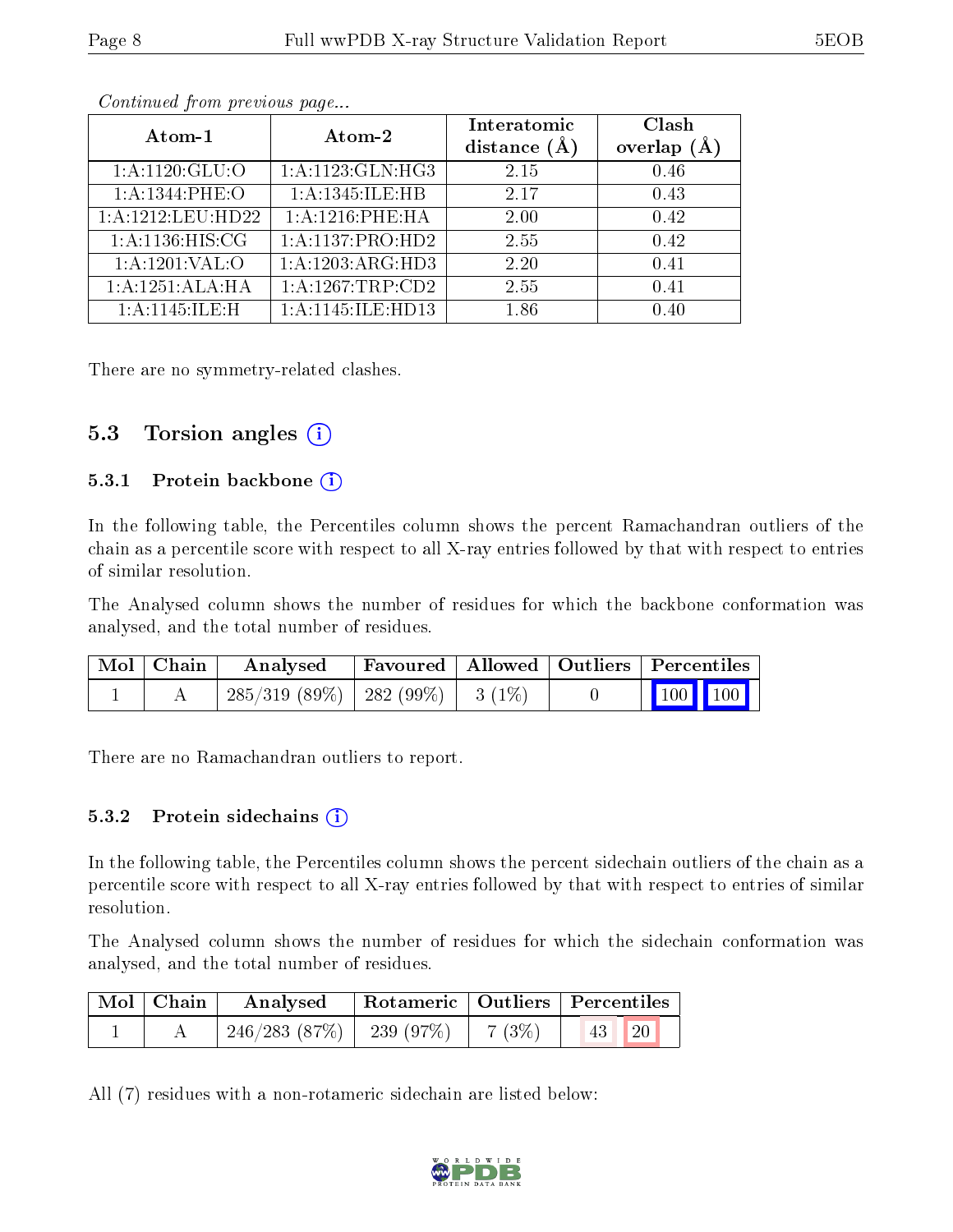*Continued from previous page...*

| Atom-1 | Atom-2 | Interatomic distance (Å) | Clash overlap (Å) |
|---|---|---|---|
| 1:A:1120:GLU:O | 1:A:1123:GLN:HG3 | 2.15 | 0.46 |
| 1:A:1344:PHE:O | 1:A:1345:ILE:HB | 2.17 | 0.43 |
| 1:A:1212:LEU:HD22 | 1:A:1216:PHE:HA | 2.00 | 0.42 |
| 1:A:1136:HIS:CG | 1:A:1137:PRO:HD2 | 2.55 | 0.42 |
| 1:A:1201:VAL:O | 1:A:1203:ARG:HD3 | 2.20 | 0.41 |
| 1:A:1251:ALA:HA | 1:A:1267:TRP:CD2 | 2.55 | 0.41 |
| 1:A:1145:ILE:H | 1:A:1145:ILE:HD13 | 1.86 | 0.40 |

There are no symmetry-related clashes.

## 5.3 Torsion angles (i)

### 5.3.1 Protein backbone (i)

In the following table, the Percentiles column shows the percent Ramachandran outliers of the chain as a percentile score with respect to all X-ray entries followed by that with respect to entries of similar resolution.

The Analysed column shows the number of residues for which the backbone conformation was analysed, and the total number of residues.

| Mol | Chain | Analysed | Favoured | Allowed | Outliers | Percentiles |
|---|---|---|---|---|---|---|
| 1 | A | 285/319 (89%) | 282 (99%) | 3 (1%) | 0 | 100 100 |

There are no Ramachandran outliers to report.

### 5.3.2 Protein sidechains (i)

In the following table, the Percentiles column shows the percent sidechain outliers of the chain as a percentile score with respect to all X-ray entries followed by that with respect to entries of similar resolution.

The Analysed column shows the number of residues for which the sidechain conformation was analysed, and the total number of residues.

| Mol | Chain | Analysed | Rotameric | Outliers | Percentiles |
|---|---|---|---|---|---|
| 1 | A | 246/283 (87%) | 239 (97%) | 7 (3%) | 43 20 |

All (7) residues with a non-rotameric sidechain are listed below: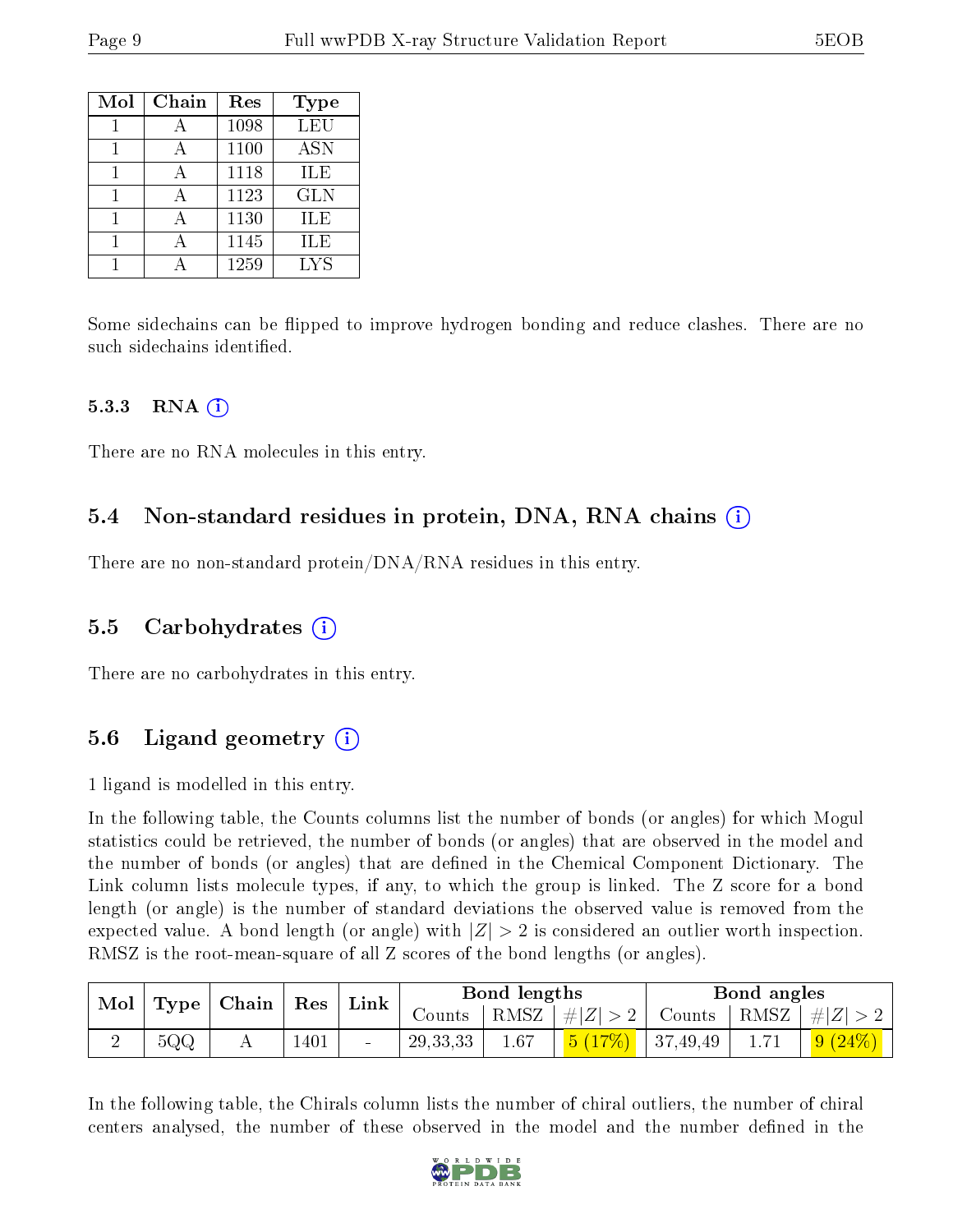| Mol | Chain | Res | Type |
|---|---|---|---|
| 1 | A | 1098 | LEU |
| 1 | A | 1100 | ASN |
| 1 | A | 1118 | ILE |
| 1 | A | 1123 | GLN |
| 1 | A | 1130 | ILE |
| 1 | A | 1145 | ILE |
| 1 | A | 1259 | LYS |

Some sidechains can be flipped to improve hydrogen bonding and reduce clashes. There are no such sidechains identified.

### 5.3.3 RNA (i)

There are no RNA molecules in this entry.

## 5.4 Non-standard residues in protein, DNA, RNA chains (i)

There are no non-standard protein/DNA/RNA residues in this entry.

## 5.5 Carbohydrates (i)

There are no carbohydrates in this entry.

## 5.6 Ligand geometry (i)

1 ligand is modelled in this entry.

In the following table, the Counts columns list the number of bonds (or angles) for which Mogul statistics could be retrieved, the number of bonds (or angles) that are observed in the model and the number of bonds (or angles) that are defined in the Chemical Component Dictionary. The Link column lists molecule types, if any, to which the group is linked. The Z score for a bond length (or angle) is the number of standard deviations the observed value is removed from the expected value. A bond length (or angle) with $|Z| > 2$ is considered an outlier worth inspection. RMSZ is the root-mean-square of all Z scores of the bond lengths (or angles).

| Mol | Type | Chain | Res | Link | Bond lengths | | | Bond angles | | |
|---|---|---|---|---|---|---|---|---|---|---|
| | | | | | Counts | RMSZ | $\#\|Z\| > 2$ | Counts | RMSZ | $\#\|Z\| > 2$ |
| 2 | 5QQ | A | 1401 | - | 29,33,33 | 1.67 | 5 (17%) | 37,49,49 | 1.71 | 9 (24%) |

In the following table, the Chirals column lists the number of chiral outliers, the number of chiral centers analysed, the number of these observed in the model and the number defined in the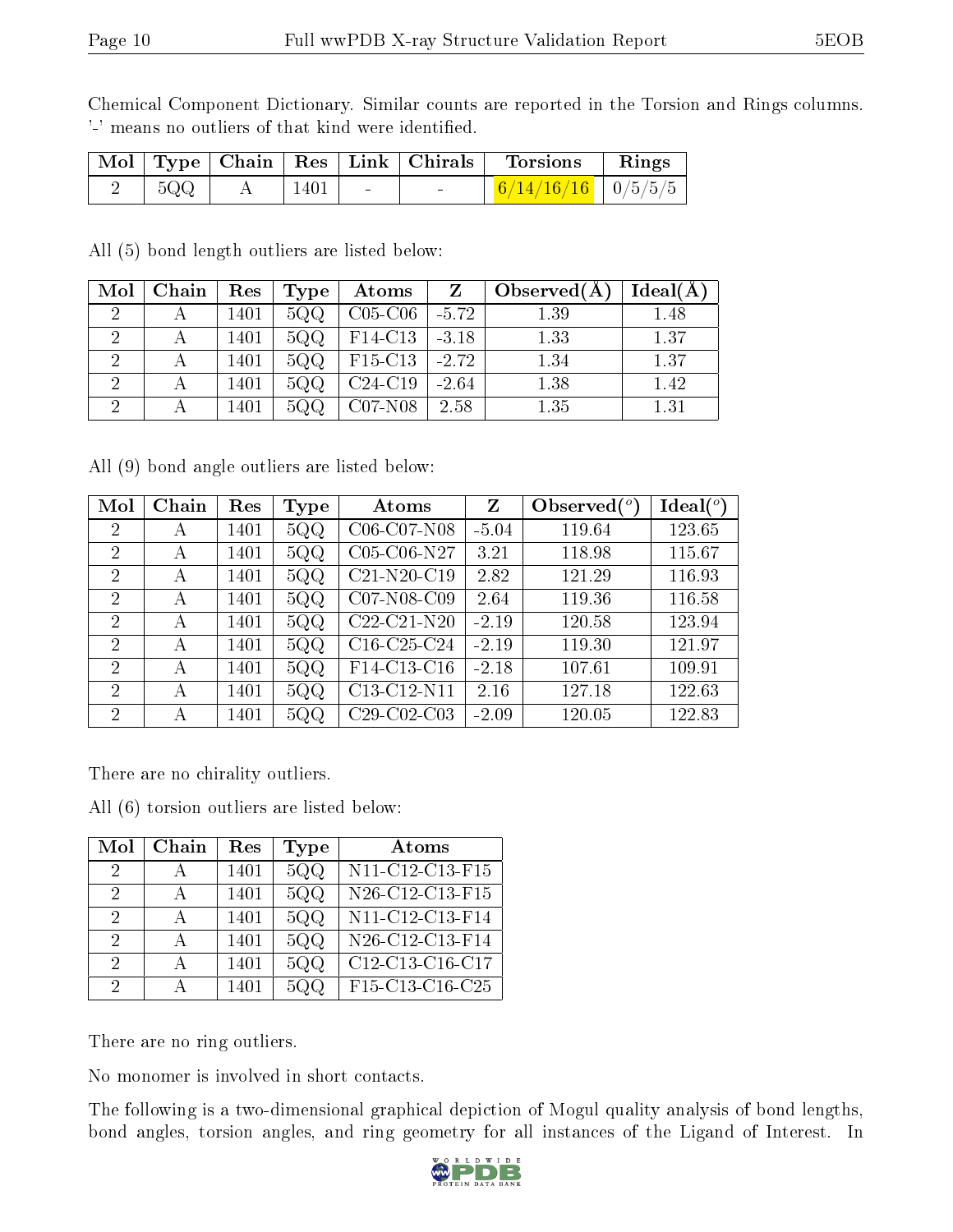Chemical Component Dictionary. Similar counts are reported in the Torsion and Rings columns. '-' means no outliers of that kind were identified.

| Mol | Type | Chain | Res | Link | Chirals | Torsions | Rings |
|---|---|---|---|---|---|---|---|
| 2 | 5QQ | A | 1401 | - | - | 6/14/16/16 | 0/5/5/5 |

All (5) bond length outliers are listed below:

| Mol | Chain | Res | Type | Atoms | Z | Observed(Å) | Ideal(Å) |
|---|---|---|---|---|---|---|---|
| 2 | A | 1401 | 5QQ | C05-C06 | -5.72 | 1.39 | 1.48 |
| 2 | A | 1401 | 5QQ | F14-C13 | -3.18 | 1.33 | 1.37 |
| 2 | A | 1401 | 5QQ | F15-C13 | -2.72 | 1.34 | 1.37 |
| 2 | A | 1401 | 5QQ | C24-C19 | -2.64 | 1.38 | 1.42 |
| 2 | A | 1401 | 5QQ | C07-N08 | 2.58 | 1.35 | 1.31 |

All (9) bond angle outliers are listed below:

| Mol | Chain | Res | Type | Atoms | Z | Observed(°) | Ideal(°) |
|---|---|---|---|---|---|---|---|
| 2 | A | 1401 | 5QQ | C06-C07-N08 | -5.04 | 119.64 | 123.65 |
| 2 | A | 1401 | 5QQ | C05-C06-N27 | 3.21 | 118.98 | 115.67 |
| 2 | A | 1401 | 5QQ | C21-N20-C19 | 2.82 | 121.29 | 116.93 |
| 2 | A | 1401 | 5QQ | C07-N08-C09 | 2.64 | 119.36 | 116.58 |
| 2 | A | 1401 | 5QQ | C22-C21-N20 | -2.19 | 120.58 | 123.94 |
| 2 | A | 1401 | 5QQ | C16-C25-C24 | -2.19 | 119.30 | 121.97 |
| 2 | A | 1401 | 5QQ | F14-C13-C16 | -2.18 | 107.61 | 109.91 |
| 2 | A | 1401 | 5QQ | C13-C12-N11 | 2.16 | 127.18 | 122.63 |
| 2 | A | 1401 | 5QQ | C29-C02-C03 | -2.09 | 120.05 | 122.83 |

There are no chirality outliers.

All (6) torsion outliers are listed below:

| Mol | Chain | Res | Type | Atoms |
|---|---|---|---|---|
| 2 | A | 1401 | 5QQ | N11-C12-C13-F15 |
| 2 | A | 1401 | 5QQ | N26-C12-C13-F15 |
| 2 | A | 1401 | 5QQ | N11-C12-C13-F14 |
| 2 | A | 1401 | 5QQ | N26-C12-C13-F14 |
| 2 | A | 1401 | 5QQ | C12-C13-C16-C17 |
| 2 | A | 1401 | 5QQ | F15-C13-C16-C25 |

There are no ring outliers.

No monomer is involved in short contacts.

The following is a two-dimensional graphical depiction of Mogul quality analysis of bond lengths, bond angles, torsion angles, and ring geometry for all instances of the Ligand of Interest. In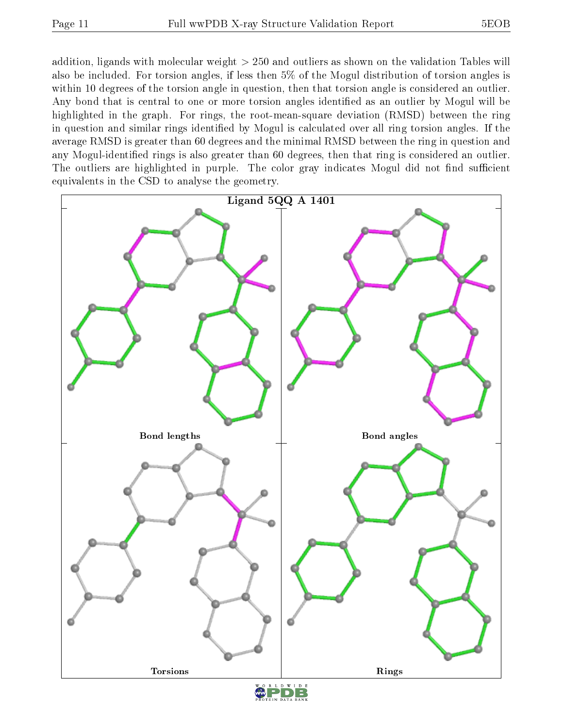addition, ligands with molecular weight > 250 and outliers as shown on the validation Tables will also be included. For torsion angles, if less then 5% of the Mogul distribution of torsion angles is within 10 degrees of the torsion angle in question, then that torsion angle is considered an outlier. Any bond that is central to one or more torsion angles identified as an outlier by Mogul will be highlighted in the graph. For rings, the root-mean-square deviation (RMSD) between the ring in question and similar rings identified by Mogul is calculated over all ring torsion angles. If the average RMSD is greater than 60 degrees and the minimal RMSD between the ring in question and any Mogul-identified rings is also greater than 60 degrees, then that ring is considered an outlier. The outliers are highlighted in purple. The color gray indicates Mogul did not find sufficient equivalents in the CSD to analyse the geometry.

**Ligand 5QQ A 1401**

Bond lengths

Bond angles

Torsions

Rings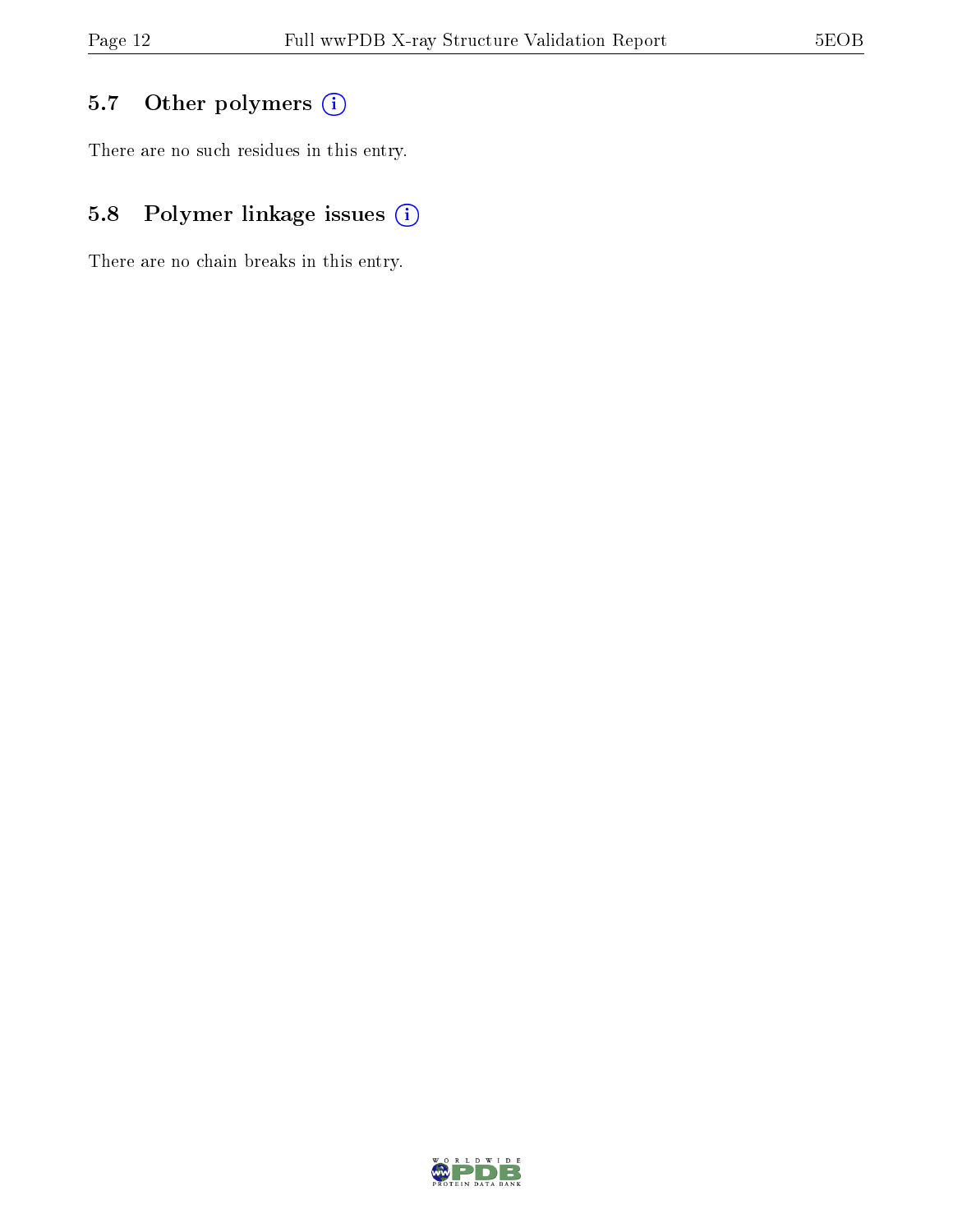### 5.7 Other polymers

There are no such residues in this entry.

### 5.8 Polymer linkage issues

There are no chain breaks in this entry.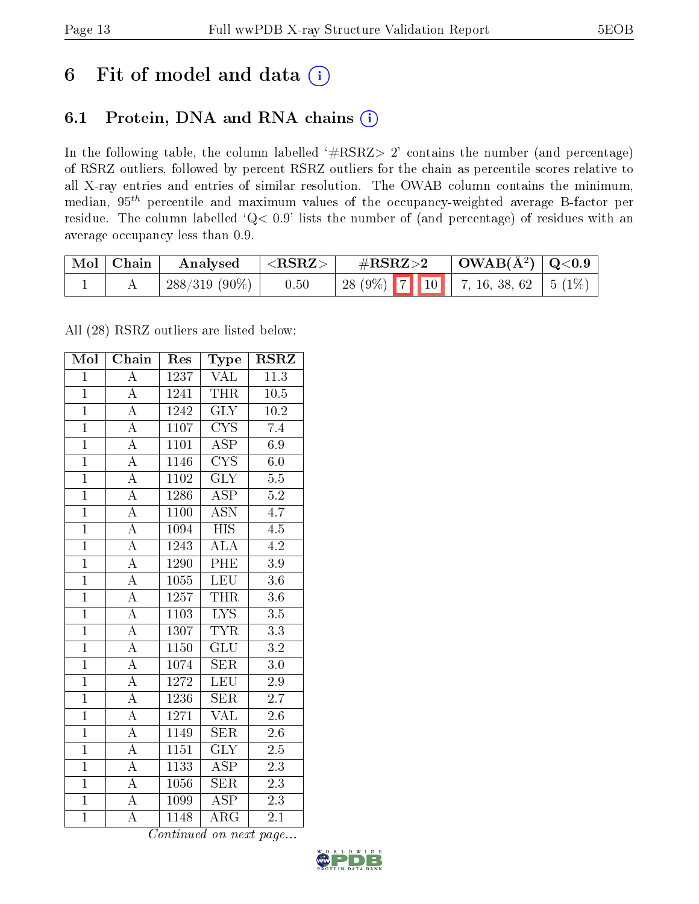# 6 Fit of model and data (i)

## 6.1 Protein, DNA and RNA chains (i)

In the following table, the column labelled '#RSRZ> 2' contains the number (and percentage) of RSRZ outliers, followed by percent RSRZ outliers for the chain as percentile scores relative to all X-ray entries and entries of similar resolution. The OWAB column contains the minimum, median, $95^{th}$ percentile and maximum values of the occupancy-weighted average B-factor per residue. The column labelled 'Q< 0.9' lists the number of (and percentage) of residues with an average occupancy less than 0.9.

| Mol | Chain | Analysed | <RSRZ> | #RSRZ>2 | | | OWAB(Å$^2$) | Q<0.9 |
|---|---|---|---|---|---|---|---|---|
| 1 | A | 288/319 (90%) | 0.50 | 28 (9%) | 7 | 10 | 7, 16, 38, 62 | 5 (1%) |

All (28) RSRZ outliers are listed below:

| Mol | Chain | Res | Type | RSRZ |
|---|---|---|---|---|
| 1 | A | 1237 | VAL | 11.3 |
| 1 | A | 1241 | THR | 10.5 |
| 1 | A | 1242 | GLY | 10.2 |
| 1 | A | 1107 | CYS | 7.4 |
| 1 | A | 1101 | ASP | 6.9 |
| 1 | A | 1146 | CYS | 6.0 |
| 1 | A | 1102 | GLY | 5.5 |
| 1 | A | 1286 | ASP | 5.2 |
| 1 | A | 1100 | ASN | 4.7 |
| 1 | A | 1094 | HIS | 4.5 |
| 1 | A | 1243 | ALA | 4.2 |
| 1 | A | 1290 | PHE | 3.9 |
| 1 | A | 1055 | LEU | 3.6 |
| 1 | A | 1257 | THR | 3.6 |
| 1 | A | 1103 | LYS | 3.5 |
| 1 | A | 1307 | TYR | 3.3 |
| 1 | A | 1150 | GLU | 3.2 |
| 1 | A | 1074 | SER | 3.0 |
| 1 | A | 1272 | LEU | 2.9 |
| 1 | A | 1236 | SER | 2.7 |
| 1 | A | 1271 | VAL | 2.6 |
| 1 | A | 1149 | SER | 2.6 |
| 1 | A | 1151 | GLY | 2.5 |
| 1 | A | 1133 | ASP | 2.3 |
| 1 | A | 1056 | SER | 2.3 |
| 1 | A | 1099 | ASP | 2.3 |
| 1 | A | 1148 | ARG | 2.1 |

*Continued on next page...*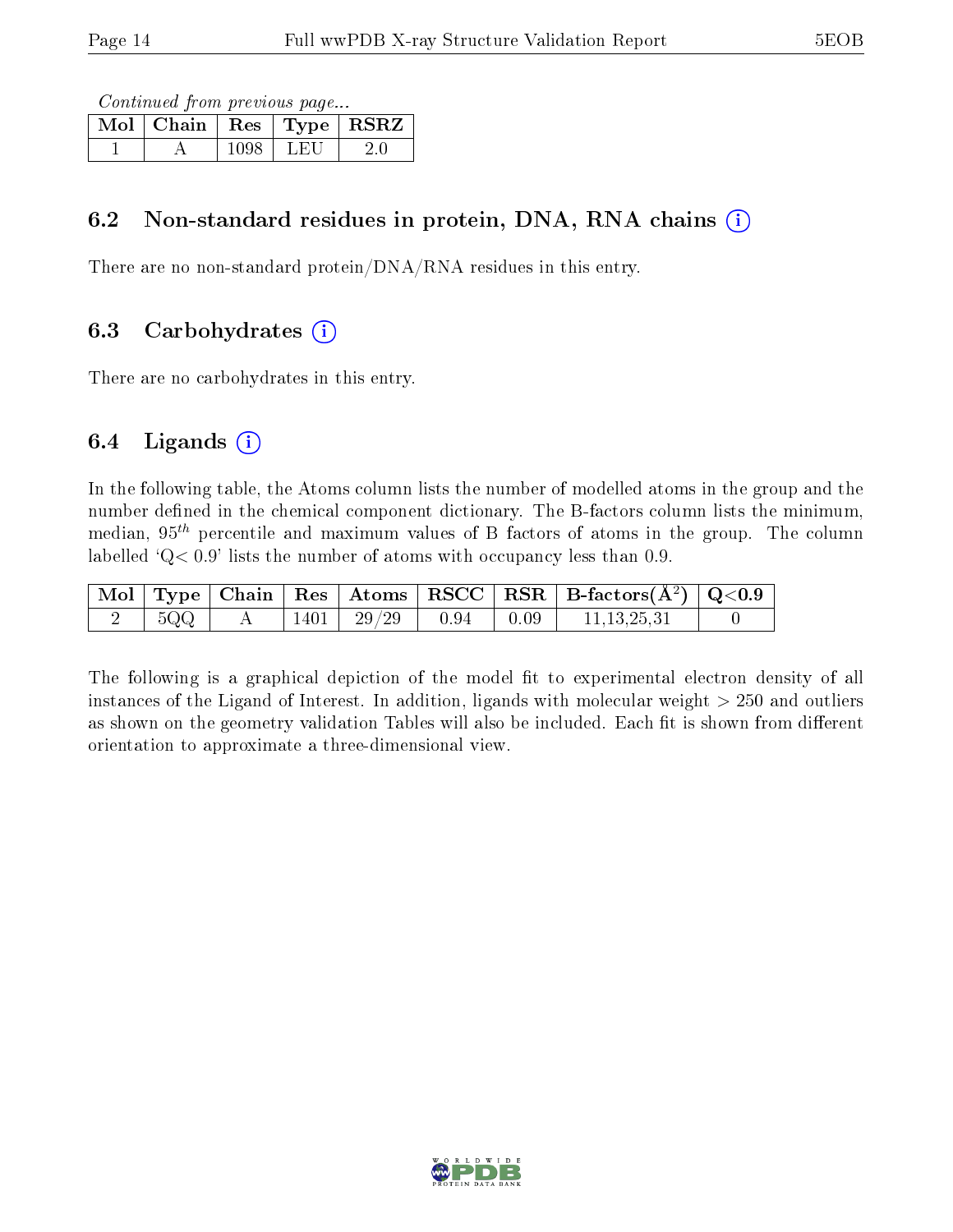*Continued from previous page...*

| Mol | Chain | Res | Type | RSRZ |
|---|---|---|---|---|
| 1 | A | 1098 | LEU | 2.0 |

### 6.2 Non-standard residues in protein, DNA, RNA chains

There are no non-standard protein/DNA/RNA residues in this entry.

### 6.3 Carbohydrates

There are no carbohydrates in this entry.

### 6.4 Ligands

In the following table, the Atoms column lists the number of modelled atoms in the group and the number defined in the chemical component dictionary. The B-factors column lists the minimum, median, $95^{th}$ percentile and maximum values of B factors of atoms in the group. The column labelled 'Q< 0.9' lists the number of atoms with occupancy less than 0.9.

| Mol | Type | Chain | Res | Atoms | RSCC | RSR | B-factors($Å^2$) | Q<0.9 |
|---|---|---|---|---|---|---|---|---|
| 2 | 5QQ | A | 1401 | 29/29 | 0.94 | 0.09 | 11,13,25,31 | 0 |

The following is a graphical depiction of the model fit to experimental electron density of all instances of the Ligand of Interest. In addition, ligands with molecular weight > 250 and outliers as shown on the geometry validation Tables will also be included. Each fit is shown from different orientation to approximate a three-dimensional view.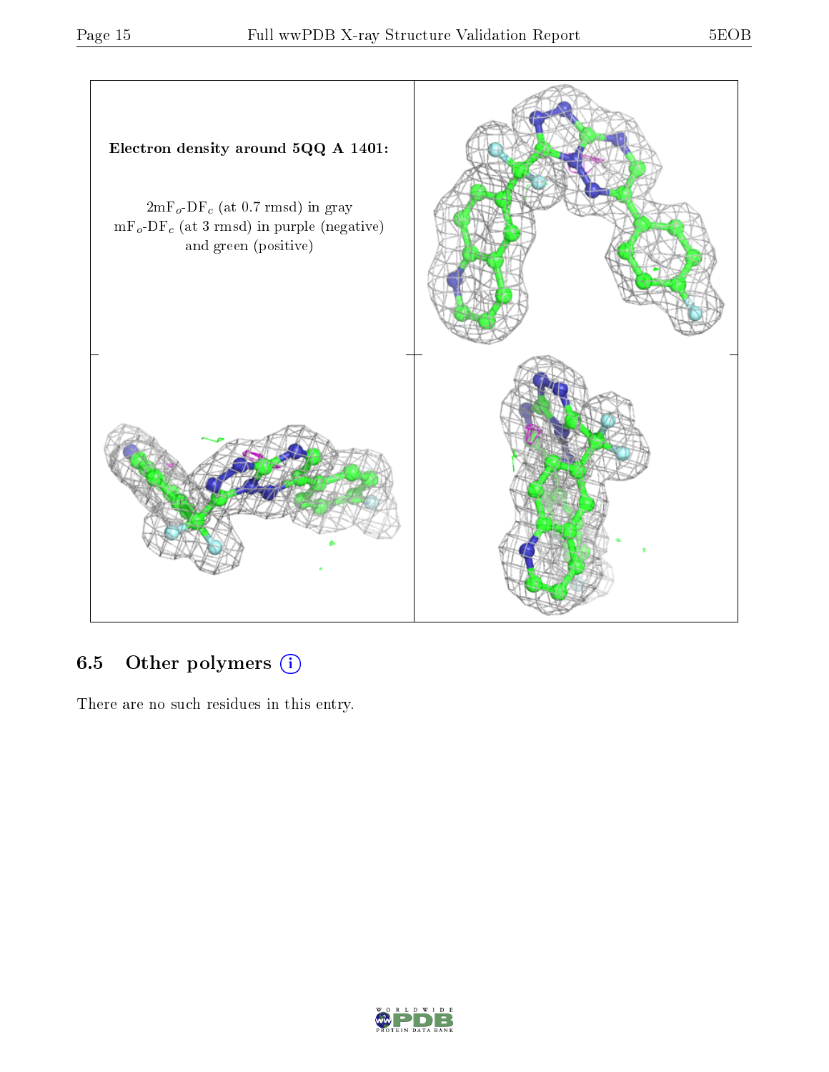**Electron density around 5QQ A 1401:**

$2mF_o$-$DF_c$ (at 0.7 rmsd) in gray
$mF_o$-$DF_c$ (at 3 rmsd) in purple (negative)
and green (positive)

## 6.5 Other polymers

There are no such residues in this entry.